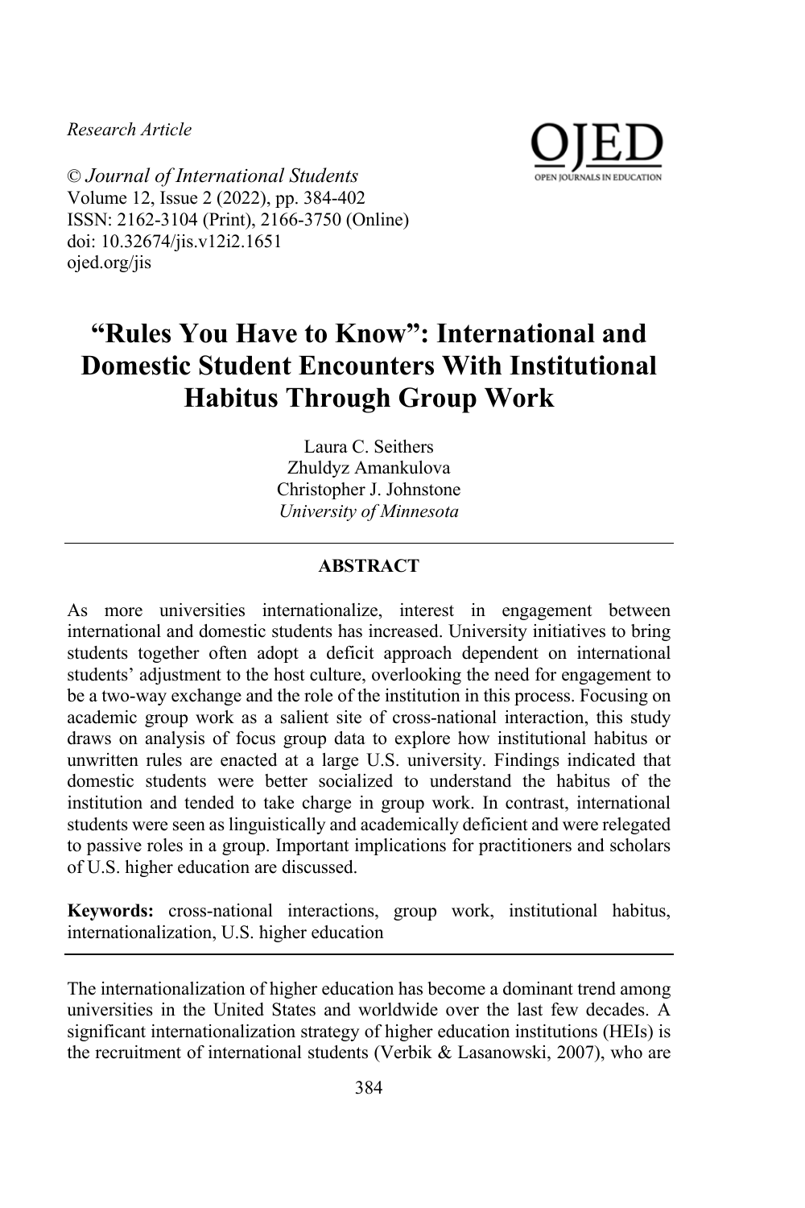*Research Article*

© *Journal of International Students*
Volume 12, Issue 2 (2022), pp. 384-402
ISSN: 2162-3104 (Print), 2166-3750 (Online)
doi: 10.32674/jis.v12i2.1651
ojed.org/jis

# "Rules You Have to Know": International and Domestic Student Encounters With Institutional Habitus Through Group Work

Laura C. Seithers
Zhuldyz Amankulova
Christopher J. Johnstone
*University of Minnesota*

## ABSTRACT

As more universities internationalize, interest in engagement between international and domestic students has increased. University initiatives to bring students together often adopt a deficit approach dependent on international students' adjustment to the host culture, overlooking the need for engagement to be a two-way exchange and the role of the institution in this process. Focusing on academic group work as a salient site of cross-national interaction, this study draws on analysis of focus group data to explore how institutional habitus or unwritten rules are enacted at a large U.S. university. Findings indicated that domestic students were better socialized to understand the habitus of the institution and tended to take charge in group work. In contrast, international students were seen as linguistically and academically deficient and were relegated to passive roles in a group. Important implications for practitioners and scholars of U.S. higher education are discussed.

**Keywords:** cross-national interactions, group work, institutional habitus, internationalization, U.S. higher education

The internationalization of higher education has become a dominant trend among universities in the United States and worldwide over the last few decades. A significant internationalization strategy of higher education institutions (HEIs) is the recruitment of international students (Verbik & Lasanowski, 2007), who are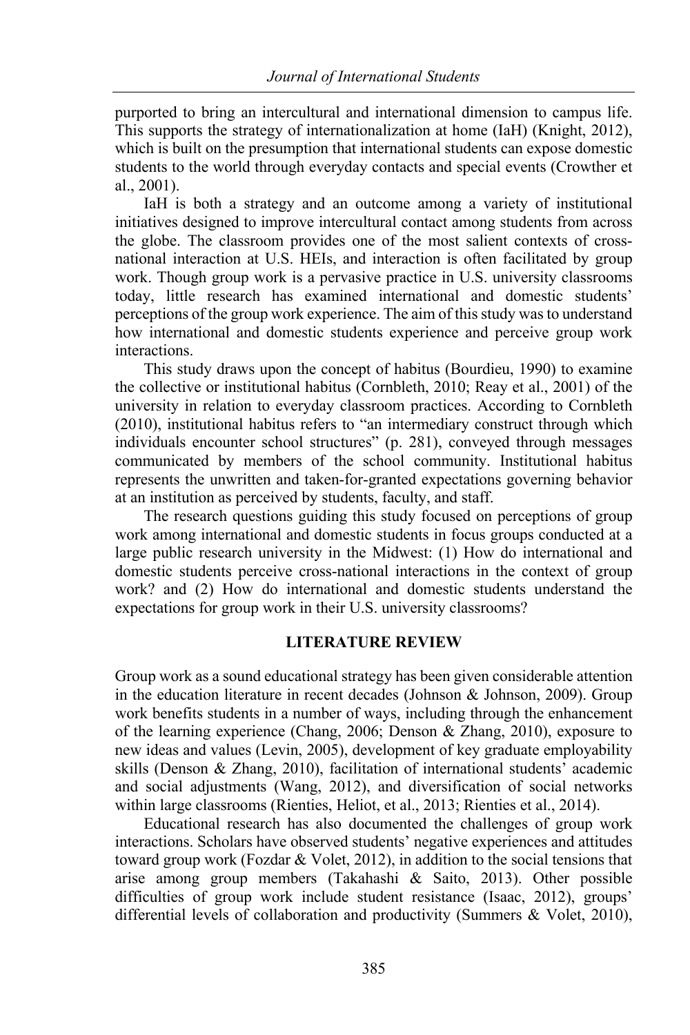purported to bring an intercultural and international dimension to campus life. This supports the strategy of internationalization at home (IaH) (Knight, 2012), which is built on the presumption that international students can expose domestic students to the world through everyday contacts and special events (Crowther et al., 2001).

IaH is both a strategy and an outcome among a variety of institutional initiatives designed to improve intercultural contact among students from across the globe. The classroom provides one of the most salient contexts of cross-national interaction at U.S. HEIs, and interaction is often facilitated by group work. Though group work is a pervasive practice in U.S. university classrooms today, little research has examined international and domestic students' perceptions of the group work experience. The aim of this study was to understand how international and domestic students experience and perceive group work interactions.

This study draws upon the concept of habitus (Bourdieu, 1990) to examine the collective or institutional habitus (Cornbleth, 2010; Reay et al., 2001) of the university in relation to everyday classroom practices. According to Cornbleth (2010), institutional habitus refers to "an intermediary construct through which individuals encounter school structures" (p. 281), conveyed through messages communicated by members of the school community. Institutional habitus represents the unwritten and taken-for-granted expectations governing behavior at an institution as perceived by students, faculty, and staff.

The research questions guiding this study focused on perceptions of group work among international and domestic students in focus groups conducted at a large public research university in the Midwest: (1) How do international and domestic students perceive cross-national interactions in the context of group work? and (2) How do international and domestic students understand the expectations for group work in their U.S. university classrooms?

## LITERATURE REVIEW

Group work as a sound educational strategy has been given considerable attention in the education literature in recent decades (Johnson & Johnson, 2009). Group work benefits students in a number of ways, including through the enhancement of the learning experience (Chang, 2006; Denson & Zhang, 2010), exposure to new ideas and values (Levin, 2005), development of key graduate employability skills (Denson & Zhang, 2010), facilitation of international students' academic and social adjustments (Wang, 2012), and diversification of social networks within large classrooms (Rienties, Heliot, et al., 2013; Rienties et al., 2014).

Educational research has also documented the challenges of group work interactions. Scholars have observed students' negative experiences and attitudes toward group work (Fozdar & Volet, 2012), in addition to the social tensions that arise among group members (Takahashi & Saito, 2013). Other possible difficulties of group work include student resistance (Isaac, 2012), groups' differential levels of collaboration and productivity (Summers & Volet, 2010),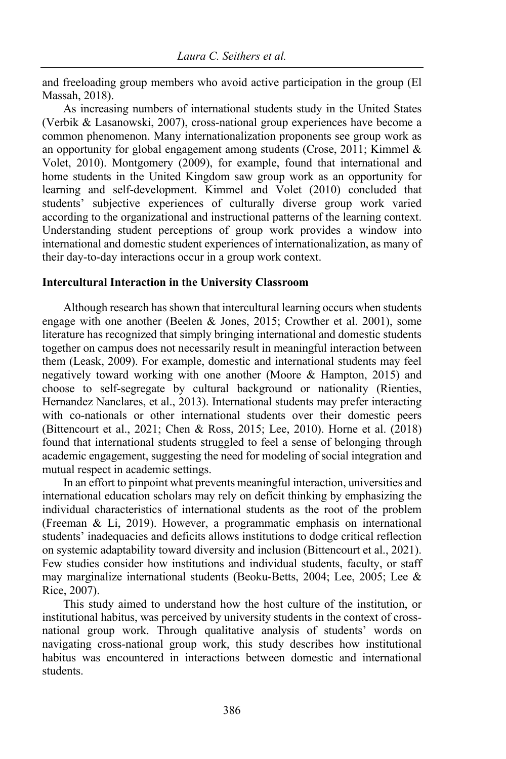and freeloading group members who avoid active participation in the group (El Massah, 2018).

As increasing numbers of international students study in the United States (Verbik & Lasanowski, 2007), cross-national group experiences have become a common phenomenon. Many internationalization proponents see group work as an opportunity for global engagement among students (Crose, 2011; Kimmel & Volet, 2010). Montgomery (2009), for example, found that international and home students in the United Kingdom saw group work as an opportunity for learning and self-development. Kimmel and Volet (2010) concluded that students' subjective experiences of culturally diverse group work varied according to the organizational and instructional patterns of the learning context. Understanding student perceptions of group work provides a window into international and domestic student experiences of internationalization, as many of their day-to-day interactions occur in a group work context.

### Intercultural Interaction in the University Classroom

Although research has shown that intercultural learning occurs when students engage with one another (Beelen & Jones, 2015; Crowther et al. 2001), some literature has recognized that simply bringing international and domestic students together on campus does not necessarily result in meaningful interaction between them (Leask, 2009). For example, domestic and international students may feel negatively toward working with one another (Moore & Hampton, 2015) and choose to self-segregate by cultural background or nationality (Rienties, Hernandez Nanclares, et al., 2013). International students may prefer interacting with co-nationals or other international students over their domestic peers (Bittencourt et al., 2021; Chen & Ross, 2015; Lee, 2010). Horne et al. (2018) found that international students struggled to feel a sense of belonging through academic engagement, suggesting the need for modeling of social integration and mutual respect in academic settings.

In an effort to pinpoint what prevents meaningful interaction, universities and international education scholars may rely on deficit thinking by emphasizing the individual characteristics of international students as the root of the problem (Freeman & Li, 2019). However, a programmatic emphasis on international students' inadequacies and deficits allows institutions to dodge critical reflection on systemic adaptability toward diversity and inclusion (Bittencourt et al., 2021). Few studies consider how institutions and individual students, faculty, or staff may marginalize international students (Beoku-Betts, 2004; Lee, 2005; Lee & Rice, 2007).

This study aimed to understand how the host culture of the institution, or institutional habitus, was perceived by university students in the context of cross-national group work. Through qualitative analysis of students' words on navigating cross-national group work, this study describes how institutional habitus was encountered in interactions between domestic and international students.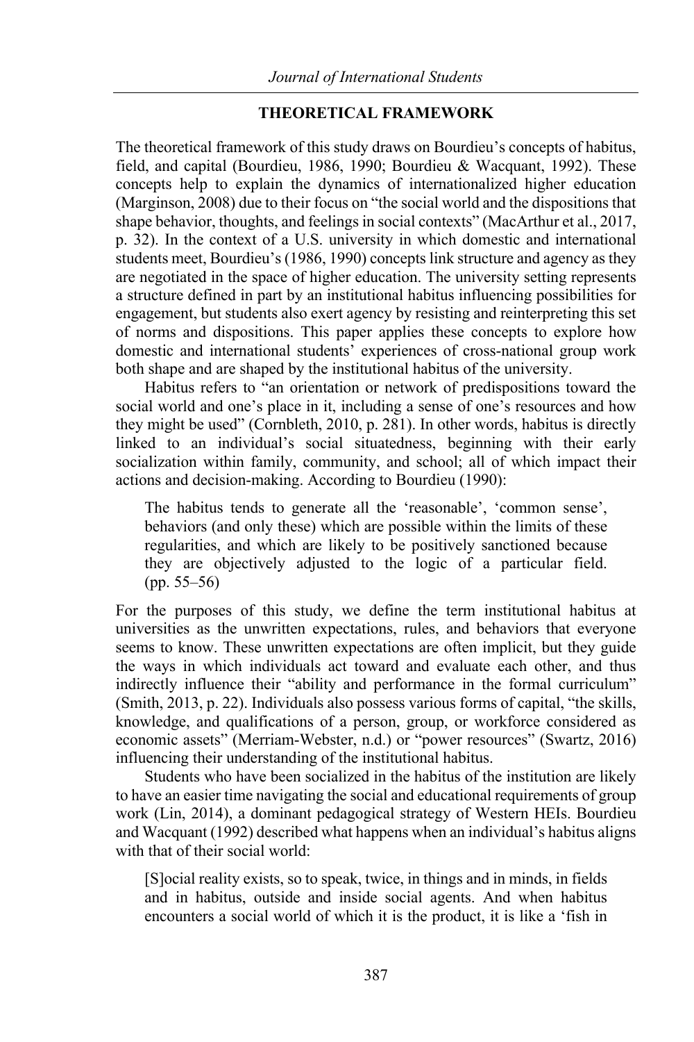## THEORETICAL FRAMEWORK

The theoretical framework of this study draws on Bourdieu's concepts of habitus, field, and capital (Bourdieu, 1986, 1990; Bourdieu & Wacquant, 1992). These concepts help to explain the dynamics of internationalized higher education (Marginson, 2008) due to their focus on "the social world and the dispositions that shape behavior, thoughts, and feelings in social contexts" (MacArthur et al., 2017, p. 32). In the context of a U.S. university in which domestic and international students meet, Bourdieu's (1986, 1990) concepts link structure and agency as they are negotiated in the space of higher education. The university setting represents a structure defined in part by an institutional habitus influencing possibilities for engagement, but students also exert agency by resisting and reinterpreting this set of norms and dispositions. This paper applies these concepts to explore how domestic and international students' experiences of cross-national group work both shape and are shaped by the institutional habitus of the university.

Habitus refers to "an orientation or network of predispositions toward the social world and one's place in it, including a sense of one's resources and how they might be used" (Cornbleth, 2010, p. 281). In other words, habitus is directly linked to an individual's social situatedness, beginning with their early socialization within family, community, and school; all of which impact their actions and decision-making. According to Bourdieu (1990):

> The habitus tends to generate all the 'reasonable', 'common sense', behaviors (and only these) which are possible within the limits of these regularities, and which are likely to be positively sanctioned because they are objectively adjusted to the logic of a particular field. (pp. 55–56)

For the purposes of this study, we define the term institutional habitus at universities as the unwritten expectations, rules, and behaviors that everyone seems to know. These unwritten expectations are often implicit, but they guide the ways in which individuals act toward and evaluate each other, and thus indirectly influence their "ability and performance in the formal curriculum" (Smith, 2013, p. 22). Individuals also possess various forms of capital, "the skills, knowledge, and qualifications of a person, group, or workforce considered as economic assets" (Merriam-Webster, n.d.) or "power resources" (Swartz, 2016) influencing their understanding of the institutional habitus.

Students who have been socialized in the habitus of the institution are likely to have an easier time navigating the social and educational requirements of group work (Lin, 2014), a dominant pedagogical strategy of Western HEIs. Bourdieu and Wacquant (1992) described what happens when an individual's habitus aligns with that of their social world:

> [S]ocial reality exists, so to speak, twice, in things and in minds, in fields and in habitus, outside and inside social agents. And when habitus encounters a social world of which it is the product, it is like a 'fish in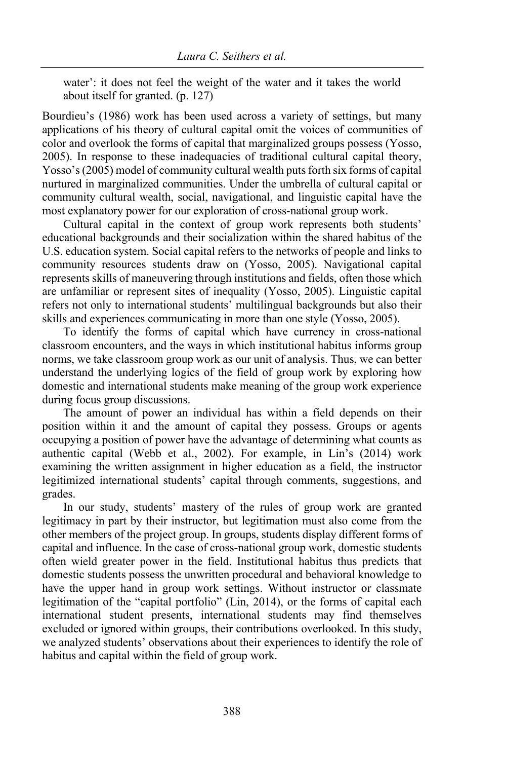water': it does not feel the weight of the water and it takes the world about itself for granted. (p. 127)

Bourdieu's (1986) work has been used across a variety of settings, but many applications of his theory of cultural capital omit the voices of communities of color and overlook the forms of capital that marginalized groups possess (Yosso, 2005). In response to these inadequacies of traditional cultural capital theory, Yosso's (2005) model of community cultural wealth puts forth six forms of capital nurtured in marginalized communities. Under the umbrella of cultural capital or community cultural wealth, social, navigational, and linguistic capital have the most explanatory power for our exploration of cross-national group work.

Cultural capital in the context of group work represents both students' educational backgrounds and their socialization within the shared habitus of the U.S. education system. Social capital refers to the networks of people and links to community resources students draw on (Yosso, 2005). Navigational capital represents skills of maneuvering through institutions and fields, often those which are unfamiliar or represent sites of inequality (Yosso, 2005). Linguistic capital refers not only to international students' multilingual backgrounds but also their skills and experiences communicating in more than one style (Yosso, 2005).

To identify the forms of capital which have currency in cross-national classroom encounters, and the ways in which institutional habitus informs group norms, we take classroom group work as our unit of analysis. Thus, we can better understand the underlying logics of the field of group work by exploring how domestic and international students make meaning of the group work experience during focus group discussions.

The amount of power an individual has within a field depends on their position within it and the amount of capital they possess. Groups or agents occupying a position of power have the advantage of determining what counts as authentic capital (Webb et al., 2002). For example, in Lin's (2014) work examining the written assignment in higher education as a field, the instructor legitimized international students' capital through comments, suggestions, and grades.

In our study, students' mastery of the rules of group work are granted legitimacy in part by their instructor, but legitimation must also come from the other members of the project group. In groups, students display different forms of capital and influence. In the case of cross-national group work, domestic students often wield greater power in the field. Institutional habitus thus predicts that domestic students possess the unwritten procedural and behavioral knowledge to have the upper hand in group work settings. Without instructor or classmate legitimation of the "capital portfolio" (Lin, 2014), or the forms of capital each international student presents, international students may find themselves excluded or ignored within groups, their contributions overlooked. In this study, we analyzed students' observations about their experiences to identify the role of habitus and capital within the field of group work.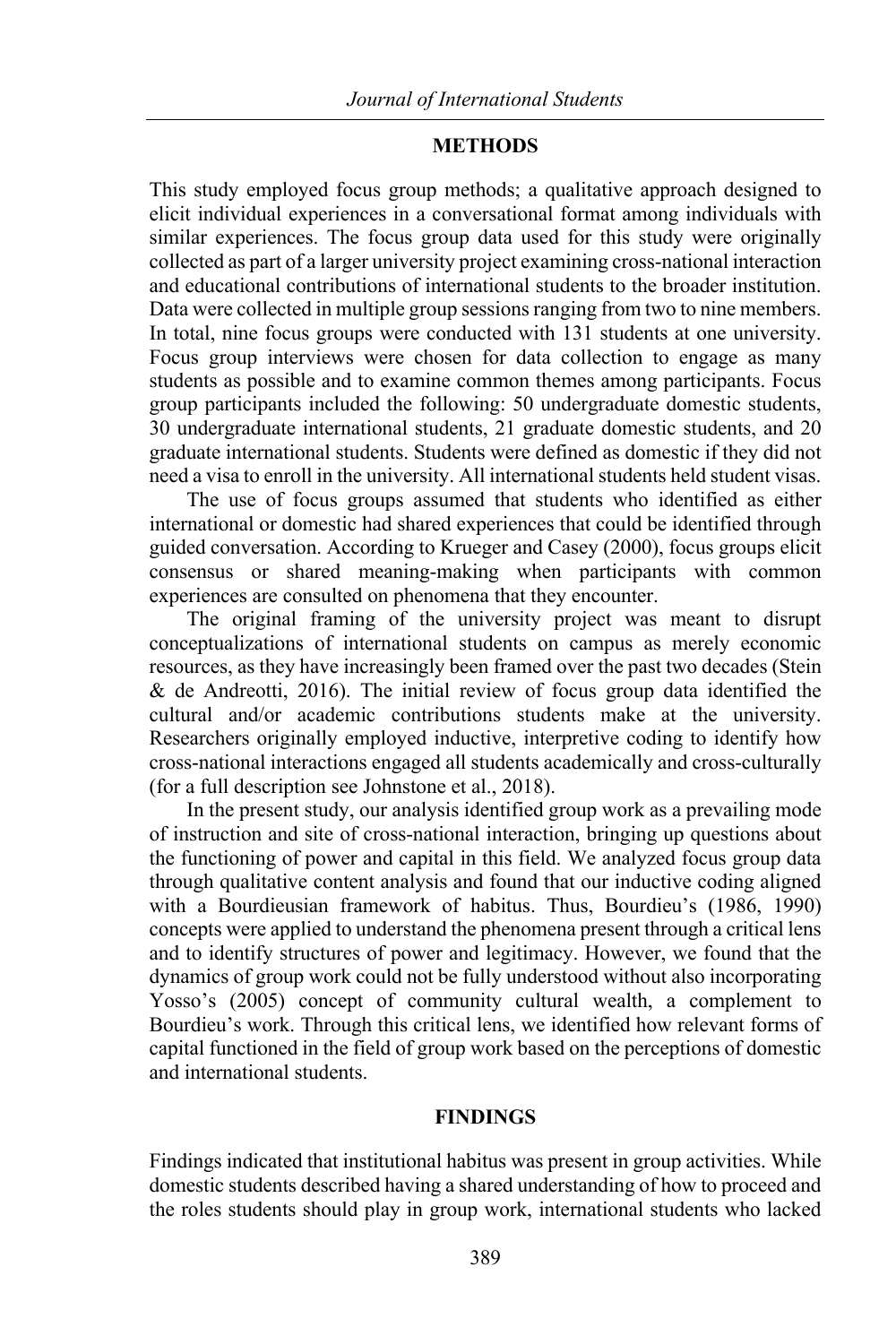## METHODS

This study employed focus group methods; a qualitative approach designed to elicit individual experiences in a conversational format among individuals with similar experiences. The focus group data used for this study were originally collected as part of a larger university project examining cross-national interaction and educational contributions of international students to the broader institution. Data were collected in multiple group sessions ranging from two to nine members. In total, nine focus groups were conducted with 131 students at one university. Focus group interviews were chosen for data collection to engage as many students as possible and to examine common themes among participants. Focus group participants included the following: 50 undergraduate domestic students, 30 undergraduate international students, 21 graduate domestic students, and 20 graduate international students. Students were defined as domestic if they did not need a visa to enroll in the university. All international students held student visas.

The use of focus groups assumed that students who identified as either international or domestic had shared experiences that could be identified through guided conversation. According to Krueger and Casey (2000), focus groups elicit consensus or shared meaning-making when participants with common experiences are consulted on phenomena that they encounter.

The original framing of the university project was meant to disrupt conceptualizations of international students on campus as merely economic resources, as they have increasingly been framed over the past two decades (Stein & de Andreotti, 2016). The initial review of focus group data identified the cultural and/or academic contributions students make at the university. Researchers originally employed inductive, interpretive coding to identify how cross-national interactions engaged all students academically and cross-culturally (for a full description see Johnstone et al., 2018).

In the present study, our analysis identified group work as a prevailing mode of instruction and site of cross-national interaction, bringing up questions about the functioning of power and capital in this field. We analyzed focus group data through qualitative content analysis and found that our inductive coding aligned with a Bourdieusian framework of habitus. Thus, Bourdieu's (1986, 1990) concepts were applied to understand the phenomena present through a critical lens and to identify structures of power and legitimacy. However, we found that the dynamics of group work could not be fully understood without also incorporating Yosso's (2005) concept of community cultural wealth, a complement to Bourdieu's work. Through this critical lens, we identified how relevant forms of capital functioned in the field of group work based on the perceptions of domestic and international students.

## FINDINGS

Findings indicated that institutional habitus was present in group activities. While domestic students described having a shared understanding of how to proceed and the roles students should play in group work, international students who lacked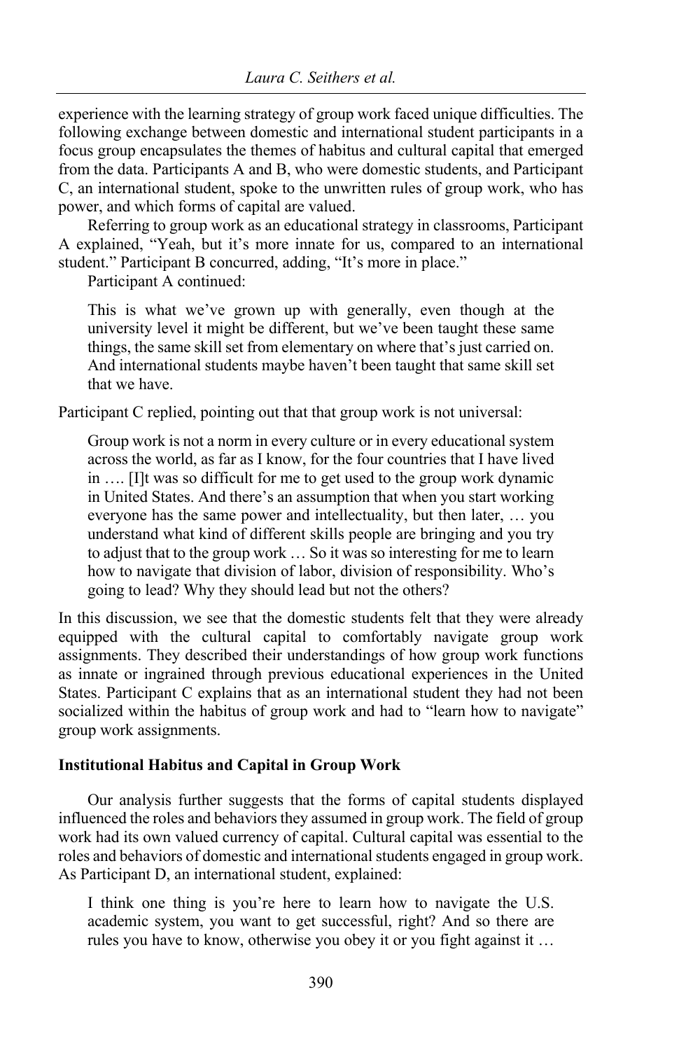experience with the learning strategy of group work faced unique difficulties. The following exchange between domestic and international student participants in a focus group encapsulates the themes of habitus and cultural capital that emerged from the data. Participants A and B, who were domestic students, and Participant C, an international student, spoke to the unwritten rules of group work, who has power, and which forms of capital are valued.

Referring to group work as an educational strategy in classrooms, Participant A explained, "Yeah, but it's more innate for us, compared to an international student." Participant B concurred, adding, "It's more in place."

Participant A continued:

> This is what we've grown up with generally, even though at the university level it might be different, but we've been taught these same things, the same skill set from elementary on where that's just carried on. And international students maybe haven't been taught that same skill set that we have.

Participant C replied, pointing out that that group work is not universal:

> Group work is not a norm in every culture or in every educational system across the world, as far as I know, for the four countries that I have lived in …. [I]t was so difficult for me to get used to the group work dynamic in United States. And there's an assumption that when you start working everyone has the same power and intellectuality, but then later, … you understand what kind of different skills people are bringing and you try to adjust that to the group work … So it was so interesting for me to learn how to navigate that division of labor, division of responsibility. Who's going to lead? Why they should lead but not the others?

In this discussion, we see that the domestic students felt that they were already equipped with the cultural capital to comfortably navigate group work assignments. They described their understandings of how group work functions as innate or ingrained through previous educational experiences in the United States. Participant C explains that as an international student they had not been socialized within the habitus of group work and had to "learn how to navigate" group work assignments.

### Institutional Habitus and Capital in Group Work

Our analysis further suggests that the forms of capital students displayed influenced the roles and behaviors they assumed in group work. The field of group work had its own valued currency of capital. Cultural capital was essential to the roles and behaviors of domestic and international students engaged in group work. As Participant D, an international student, explained:

> I think one thing is you're here to learn how to navigate the U.S. academic system, you want to get successful, right? And so there are rules you have to know, otherwise you obey it or you fight against it …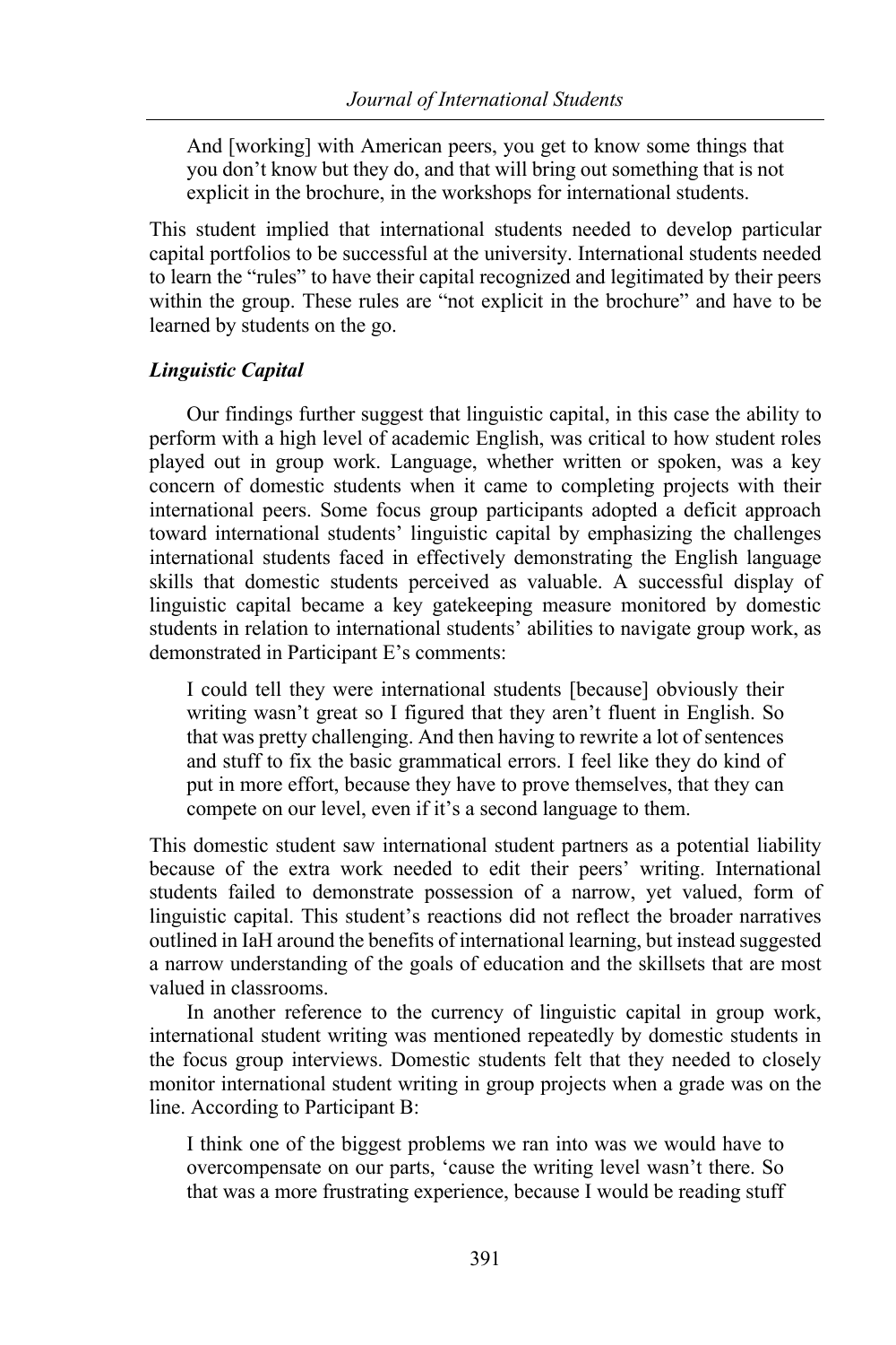> And [working] with American peers, you get to know some things that you don't know but they do, and that will bring out something that is not explicit in the brochure, in the workshops for international students.

This student implied that international students needed to develop particular capital portfolios to be successful at the university. International students needed to learn the "rules" to have their capital recognized and legitimated by their peers within the group. These rules are "not explicit in the brochure" and have to be learned by students on the go.

### *Linguistic Capital*

Our findings further suggest that linguistic capital, in this case the ability to perform with a high level of academic English, was critical to how student roles played out in group work. Language, whether written or spoken, was a key concern of domestic students when it came to completing projects with their international peers. Some focus group participants adopted a deficit approach toward international students' linguistic capital by emphasizing the challenges international students faced in effectively demonstrating the English language skills that domestic students perceived as valuable. A successful display of linguistic capital became a key gatekeeping measure monitored by domestic students in relation to international students' abilities to navigate group work, as demonstrated in Participant E's comments:

> I could tell they were international students [because] obviously their writing wasn't great so I figured that they aren't fluent in English. So that was pretty challenging. And then having to rewrite a lot of sentences and stuff to fix the basic grammatical errors. I feel like they do kind of put in more effort, because they have to prove themselves, that they can compete on our level, even if it's a second language to them.

This domestic student saw international student partners as a potential liability because of the extra work needed to edit their peers' writing. International students failed to demonstrate possession of a narrow, yet valued, form of linguistic capital. This student's reactions did not reflect the broader narratives outlined in IaH around the benefits of international learning, but instead suggested a narrow understanding of the goals of education and the skillsets that are most valued in classrooms.

In another reference to the currency of linguistic capital in group work, international student writing was mentioned repeatedly by domestic students in the focus group interviews. Domestic students felt that they needed to closely monitor international student writing in group projects when a grade was on the line. According to Participant B:

> I think one of the biggest problems we ran into was we would have to overcompensate on our parts, 'cause the writing level wasn't there. So that was a more frustrating experience, because I would be reading stuff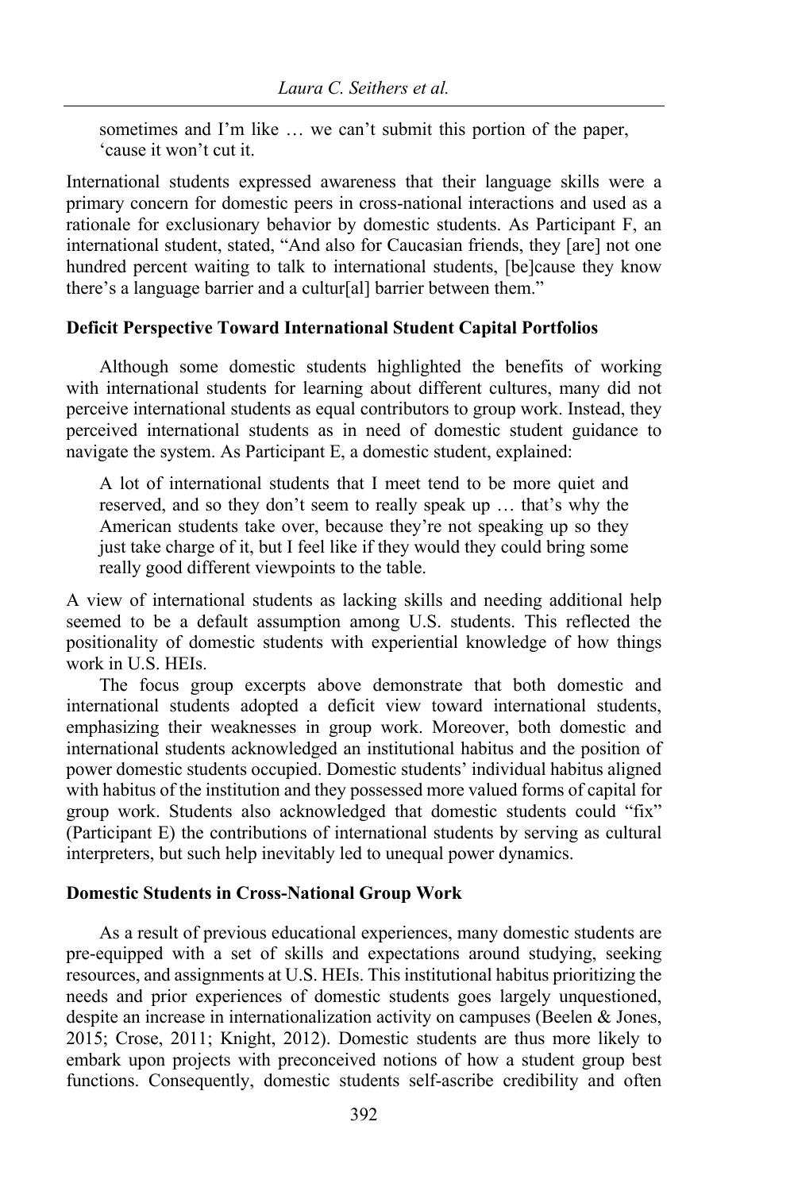> sometimes and I'm like … we can't submit this portion of the paper, 'cause it won't cut it.

International students expressed awareness that their language skills were a primary concern for domestic peers in cross-national interactions and used as a rationale for exclusionary behavior by domestic students. As Participant F, an international student, stated, "And also for Caucasian friends, they [are] not one hundred percent waiting to talk to international students, [be]cause they know there's a language barrier and a cultur[al] barrier between them."

### Deficit Perspective Toward International Student Capital Portfolios

Although some domestic students highlighted the benefits of working with international students for learning about different cultures, many did not perceive international students as equal contributors to group work. Instead, they perceived international students as in need of domestic student guidance to navigate the system. As Participant E, a domestic student, explained:

> A lot of international students that I meet tend to be more quiet and reserved, and so they don't seem to really speak up … that's why the American students take over, because they're not speaking up so they just take charge of it, but I feel like if they would they could bring some really good different viewpoints to the table.

A view of international students as lacking skills and needing additional help seemed to be a default assumption among U.S. students. This reflected the positionality of domestic students with experiential knowledge of how things work in U.S. HEIs.

The focus group excerpts above demonstrate that both domestic and international students adopted a deficit view toward international students, emphasizing their weaknesses in group work. Moreover, both domestic and international students acknowledged an institutional habitus and the position of power domestic students occupied. Domestic students' individual habitus aligned with habitus of the institution and they possessed more valued forms of capital for group work. Students also acknowledged that domestic students could "fix" (Participant E) the contributions of international students by serving as cultural interpreters, but such help inevitably led to unequal power dynamics.

### Domestic Students in Cross-National Group Work

As a result of previous educational experiences, many domestic students are pre-equipped with a set of skills and expectations around studying, seeking resources, and assignments at U.S. HEIs. This institutional habitus prioritizing the needs and prior experiences of domestic students goes largely unquestioned, despite an increase in internationalization activity on campuses (Beelen & Jones, 2015; Crose, 2011; Knight, 2012). Domestic students are thus more likely to embark upon projects with preconceived notions of how a student group best functions. Consequently, domestic students self-ascribe credibility and often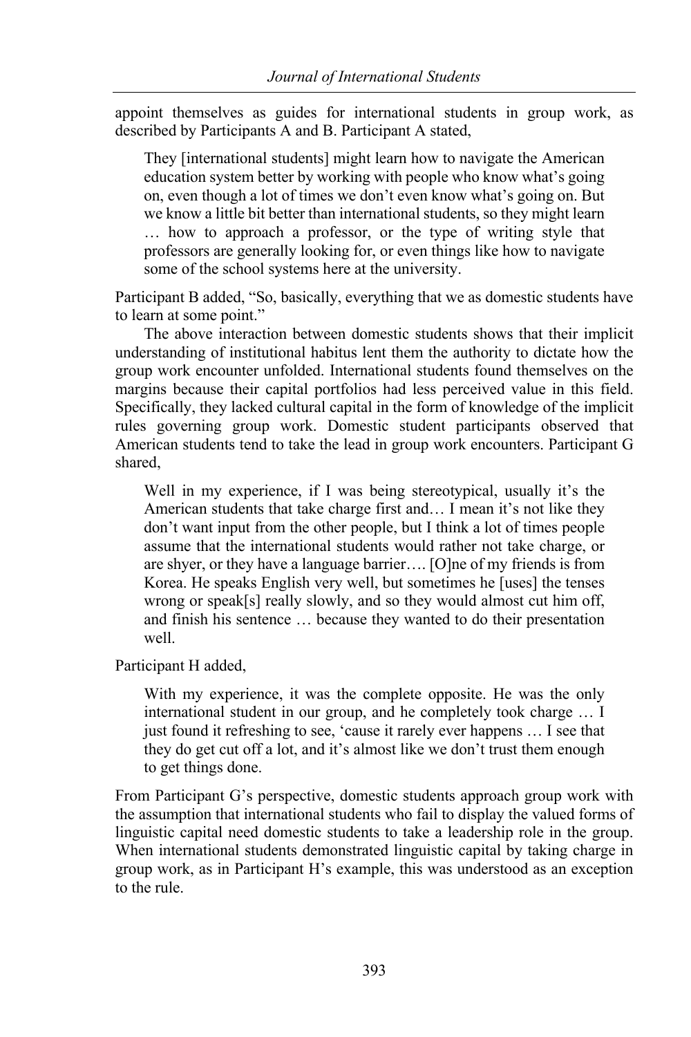appoint themselves as guides for international students in group work, as described by Participants A and B. Participant A stated,

> They [international students] might learn how to navigate the American education system better by working with people who know what's going on, even though a lot of times we don't even know what's going on. But we know a little bit better than international students, so they might learn … how to approach a professor, or the type of writing style that professors are generally looking for, or even things like how to navigate some of the school systems here at the university.

Participant B added, "So, basically, everything that we as domestic students have to learn at some point."

The above interaction between domestic students shows that their implicit understanding of institutional habitus lent them the authority to dictate how the group work encounter unfolded. International students found themselves on the margins because their capital portfolios had less perceived value in this field. Specifically, they lacked cultural capital in the form of knowledge of the implicit rules governing group work. Domestic student participants observed that American students tend to take the lead in group work encounters. Participant G shared,

> Well in my experience, if I was being stereotypical, usually it's the American students that take charge first and… I mean it's not like they don't want input from the other people, but I think a lot of times people assume that the international students would rather not take charge, or are shyer, or they have a language barrier…. [O]ne of my friends is from Korea. He speaks English very well, but sometimes he [uses] the tenses wrong or speak[s] really slowly, and so they would almost cut him off, and finish his sentence … because they wanted to do their presentation well.

Participant H added,

> With my experience, it was the complete opposite. He was the only international student in our group, and he completely took charge … I just found it refreshing to see, 'cause it rarely ever happens … I see that they do get cut off a lot, and it's almost like we don't trust them enough to get things done.

From Participant G's perspective, domestic students approach group work with the assumption that international students who fail to display the valued forms of linguistic capital need domestic students to take a leadership role in the group. When international students demonstrated linguistic capital by taking charge in group work, as in Participant H's example, this was understood as an exception to the rule.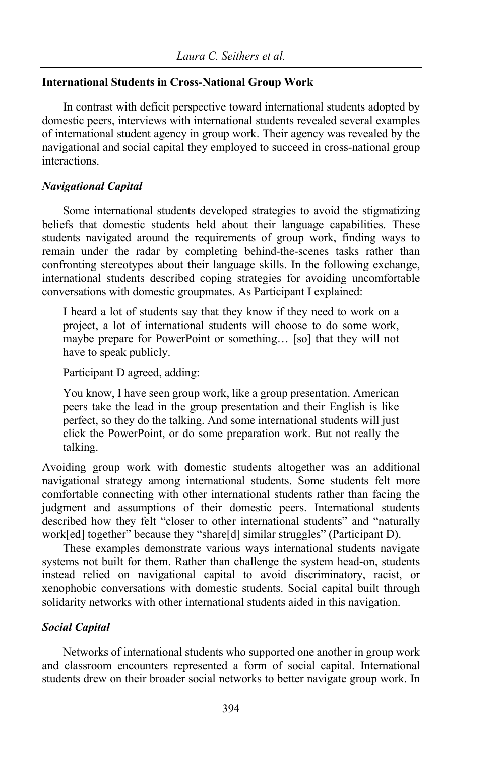## International Students in Cross-National Group Work

In contrast with deficit perspective toward international students adopted by domestic peers, interviews with international students revealed several examples of international student agency in group work. Their agency was revealed by the navigational and social capital they employed to succeed in cross-national group interactions.

### *Navigational Capital*

Some international students developed strategies to avoid the stigmatizing beliefs that domestic students held about their language capabilities. These students navigated around the requirements of group work, finding ways to remain under the radar by completing behind-the-scenes tasks rather than confronting stereotypes about their language skills. In the following exchange, international students described coping strategies for avoiding uncomfortable conversations with domestic groupmates. As Participant I explained:

> I heard a lot of students say that they know if they need to work on a project, a lot of international students will choose to do some work, maybe prepare for PowerPoint or something… [so] that they will not have to speak publicly.

Participant D agreed, adding:

> You know, I have seen group work, like a group presentation. American peers take the lead in the group presentation and their English is like perfect, so they do the talking. And some international students will just click the PowerPoint, or do some preparation work. But not really the talking.

Avoiding group work with domestic students altogether was an additional navigational strategy among international students. Some students felt more comfortable connecting with other international students rather than facing the judgment and assumptions of their domestic peers. International students described how they felt "closer to other international students" and "naturally work[ed] together" because they "share[d] similar struggles" (Participant D).

These examples demonstrate various ways international students navigate systems not built for them. Rather than challenge the system head-on, students instead relied on navigational capital to avoid discriminatory, racist, or xenophobic conversations with domestic students. Social capital built through solidarity networks with other international students aided in this navigation.

### *Social Capital*

Networks of international students who supported one another in group work and classroom encounters represented a form of social capital. International students drew on their broader social networks to better navigate group work. In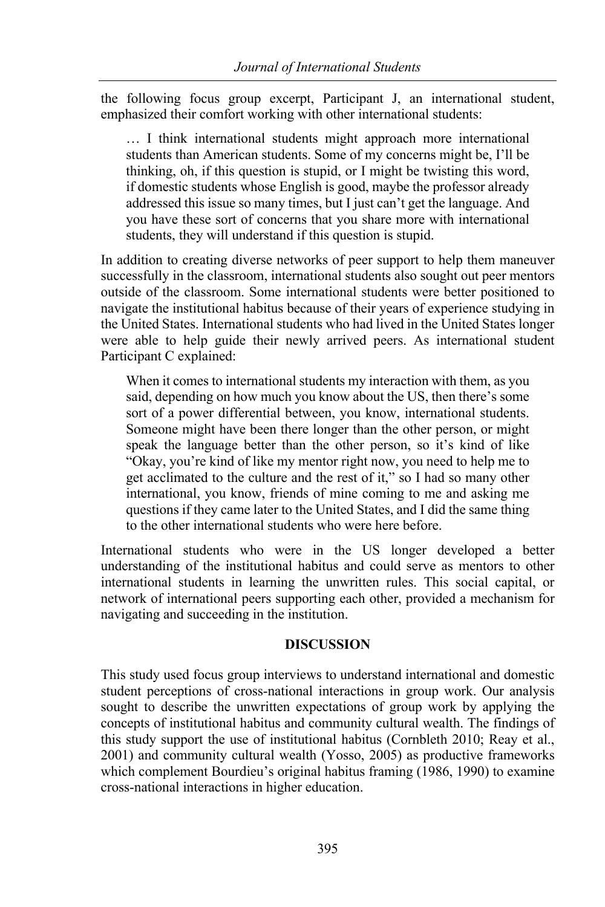the following focus group excerpt, Participant J, an international student, emphasized their comfort working with other international students:

> … I think international students might approach more international students than American students. Some of my concerns might be, I'll be thinking, oh, if this question is stupid, or I might be twisting this word, if domestic students whose English is good, maybe the professor already addressed this issue so many times, but I just can't get the language. And you have these sort of concerns that you share more with international students, they will understand if this question is stupid.

In addition to creating diverse networks of peer support to help them maneuver successfully in the classroom, international students also sought out peer mentors outside of the classroom. Some international students were better positioned to navigate the institutional habitus because of their years of experience studying in the United States. International students who had lived in the United States longer were able to help guide their newly arrived peers. As international student Participant C explained:

> When it comes to international students my interaction with them, as you said, depending on how much you know about the US, then there's some sort of a power differential between, you know, international students. Someone might have been there longer than the other person, or might speak the language better than the other person, so it's kind of like "Okay, you're kind of like my mentor right now, you need to help me to get acclimated to the culture and the rest of it," so I had so many other international, you know, friends of mine coming to me and asking me questions if they came later to the United States, and I did the same thing to the other international students who were here before.

International students who were in the US longer developed a better understanding of the institutional habitus and could serve as mentors to other international students in learning the unwritten rules. This social capital, or network of international peers supporting each other, provided a mechanism for navigating and succeeding in the institution.

## DISCUSSION

This study used focus group interviews to understand international and domestic student perceptions of cross-national interactions in group work. Our analysis sought to describe the unwritten expectations of group work by applying the concepts of institutional habitus and community cultural wealth. The findings of this study support the use of institutional habitus (Cornbleth 2010; Reay et al., 2001) and community cultural wealth (Yosso, 2005) as productive frameworks which complement Bourdieu's original habitus framing (1986, 1990) to examine cross-national interactions in higher education.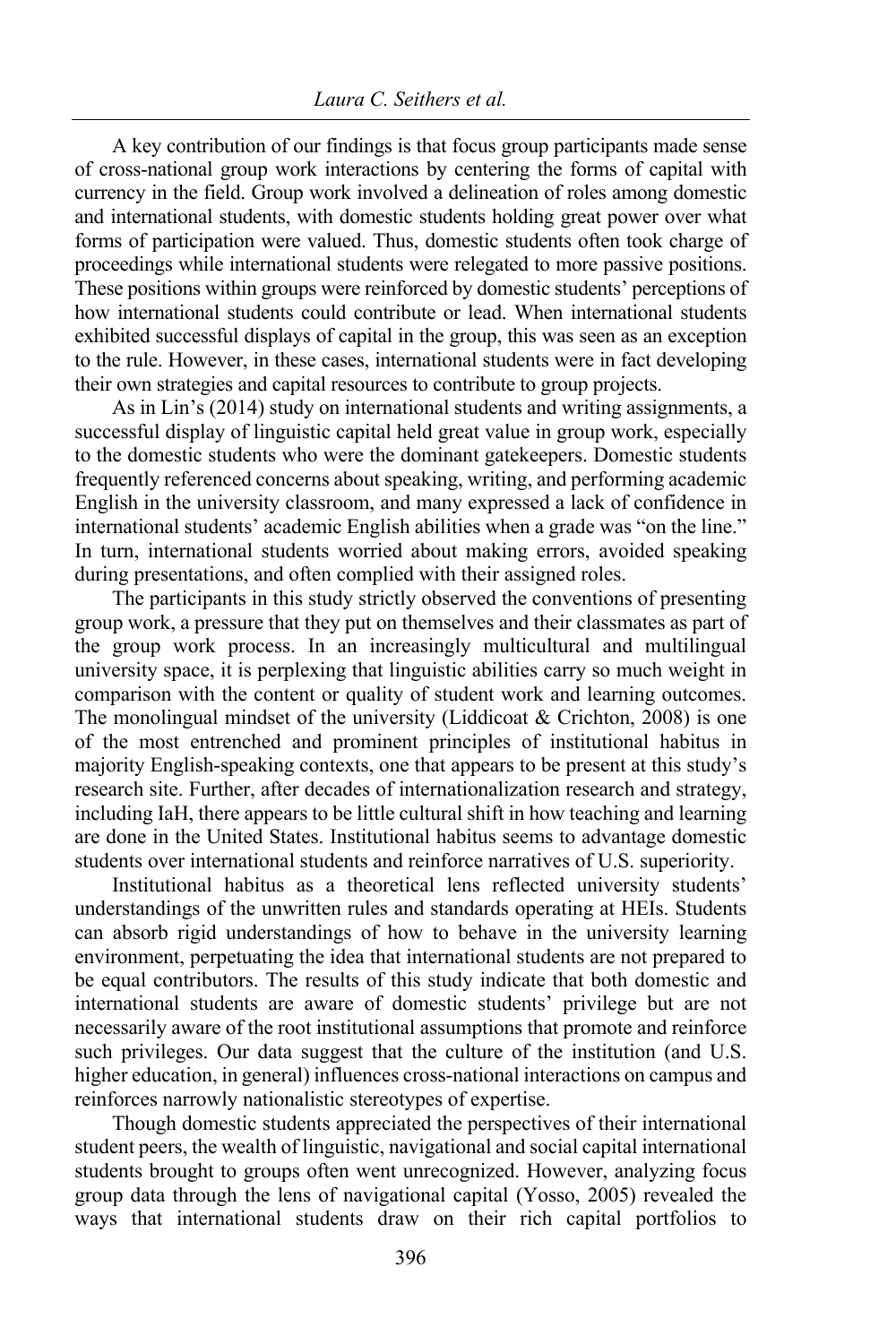A key contribution of our findings is that focus group participants made sense of cross-national group work interactions by centering the forms of capital with currency in the field. Group work involved a delineation of roles among domestic and international students, with domestic students holding great power over what forms of participation were valued. Thus, domestic students often took charge of proceedings while international students were relegated to more passive positions. These positions within groups were reinforced by domestic students' perceptions of how international students could contribute or lead. When international students exhibited successful displays of capital in the group, this was seen as an exception to the rule. However, in these cases, international students were in fact developing their own strategies and capital resources to contribute to group projects.

As in Lin's (2014) study on international students and writing assignments, a successful display of linguistic capital held great value in group work, especially to the domestic students who were the dominant gatekeepers. Domestic students frequently referenced concerns about speaking, writing, and performing academic English in the university classroom, and many expressed a lack of confidence in international students' academic English abilities when a grade was "on the line." In turn, international students worried about making errors, avoided speaking during presentations, and often complied with their assigned roles.

The participants in this study strictly observed the conventions of presenting group work, a pressure that they put on themselves and their classmates as part of the group work process. In an increasingly multicultural and multilingual university space, it is perplexing that linguistic abilities carry so much weight in comparison with the content or quality of student work and learning outcomes. The monolingual mindset of the university (Liddicoat & Crichton, 2008) is one of the most entrenched and prominent principles of institutional habitus in majority English-speaking contexts, one that appears to be present at this study's research site. Further, after decades of internationalization research and strategy, including IaH, there appears to be little cultural shift in how teaching and learning are done in the United States. Institutional habitus seems to advantage domestic students over international students and reinforce narratives of U.S. superiority.

Institutional habitus as a theoretical lens reflected university students' understandings of the unwritten rules and standards operating at HEIs. Students can absorb rigid understandings of how to behave in the university learning environment, perpetuating the idea that international students are not prepared to be equal contributors. The results of this study indicate that both domestic and international students are aware of domestic students' privilege but are not necessarily aware of the root institutional assumptions that promote and reinforce such privileges. Our data suggest that the culture of the institution (and U.S. higher education, in general) influences cross-national interactions on campus and reinforces narrowly nationalistic stereotypes of expertise.

Though domestic students appreciated the perspectives of their international student peers, the wealth of linguistic, navigational and social capital international students brought to groups often went unrecognized. However, analyzing focus group data through the lens of navigational capital (Yosso, 2005) revealed the ways that international students draw on their rich capital portfolios to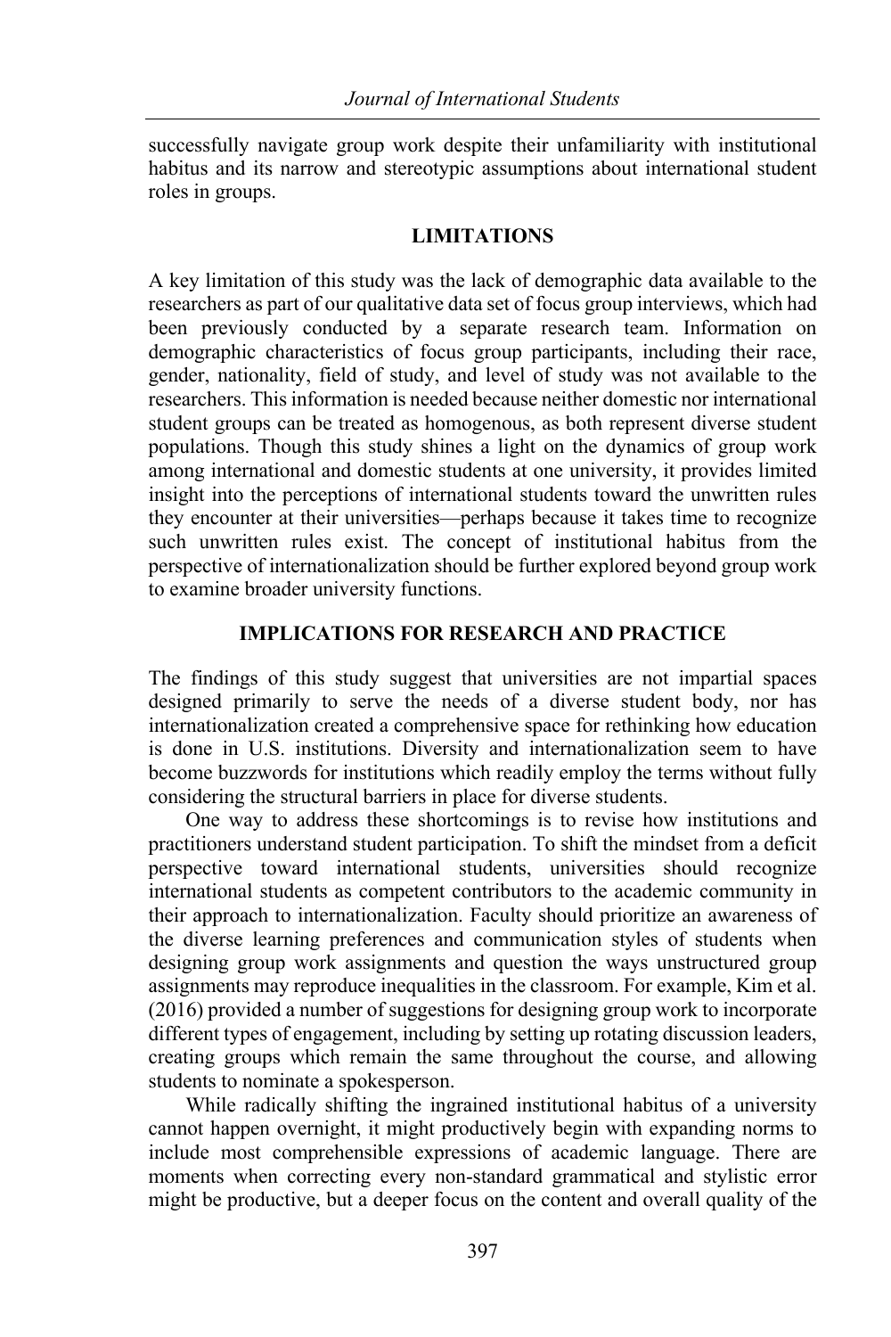successfully navigate group work despite their unfamiliarity with institutional habitus and its narrow and stereotypic assumptions about international student roles in groups.

## LIMITATIONS

A key limitation of this study was the lack of demographic data available to the researchers as part of our qualitative data set of focus group interviews, which had been previously conducted by a separate research team. Information on demographic characteristics of focus group participants, including their race, gender, nationality, field of study, and level of study was not available to the researchers. This information is needed because neither domestic nor international student groups can be treated as homogenous, as both represent diverse student populations. Though this study shines a light on the dynamics of group work among international and domestic students at one university, it provides limited insight into the perceptions of international students toward the unwritten rules they encounter at their universities—perhaps because it takes time to recognize such unwritten rules exist. The concept of institutional habitus from the perspective of internationalization should be further explored beyond group work to examine broader university functions.

## IMPLICATIONS FOR RESEARCH AND PRACTICE

The findings of this study suggest that universities are not impartial spaces designed primarily to serve the needs of a diverse student body, nor has internationalization created a comprehensive space for rethinking how education is done in U.S. institutions. Diversity and internationalization seem to have become buzzwords for institutions which readily employ the terms without fully considering the structural barriers in place for diverse students.

One way to address these shortcomings is to revise how institutions and practitioners understand student participation. To shift the mindset from a deficit perspective toward international students, universities should recognize international students as competent contributors to the academic community in their approach to internationalization. Faculty should prioritize an awareness of the diverse learning preferences and communication styles of students when designing group work assignments and question the ways unstructured group assignments may reproduce inequalities in the classroom. For example, Kim et al. (2016) provided a number of suggestions for designing group work to incorporate different types of engagement, including by setting up rotating discussion leaders, creating groups which remain the same throughout the course, and allowing students to nominate a spokesperson.

While radically shifting the ingrained institutional habitus of a university cannot happen overnight, it might productively begin with expanding norms to include most comprehensible expressions of academic language. There are moments when correcting every non-standard grammatical and stylistic error might be productive, but a deeper focus on the content and overall quality of the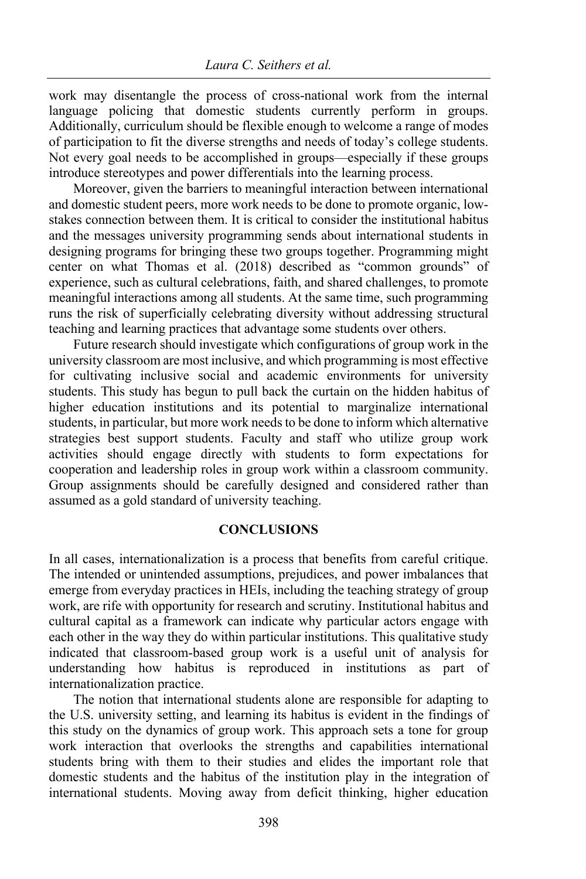work may disentangle the process of cross-national work from the internal language policing that domestic students currently perform in groups. Additionally, curriculum should be flexible enough to welcome a range of modes of participation to fit the diverse strengths and needs of today's college students. Not every goal needs to be accomplished in groups—especially if these groups introduce stereotypes and power differentials into the learning process.

Moreover, given the barriers to meaningful interaction between international and domestic student peers, more work needs to be done to promote organic, low-stakes connection between them. It is critical to consider the institutional habitus and the messages university programming sends about international students in designing programs for bringing these two groups together. Programming might center on what Thomas et al. (2018) described as "common grounds" of experience, such as cultural celebrations, faith, and shared challenges, to promote meaningful interactions among all students. At the same time, such programming runs the risk of superficially celebrating diversity without addressing structural teaching and learning practices that advantage some students over others.

Future research should investigate which configurations of group work in the university classroom are most inclusive, and which programming is most effective for cultivating inclusive social and academic environments for university students. This study has begun to pull back the curtain on the hidden habitus of higher education institutions and its potential to marginalize international students, in particular, but more work needs to be done to inform which alternative strategies best support students. Faculty and staff who utilize group work activities should engage directly with students to form expectations for cooperation and leadership roles in group work within a classroom community. Group assignments should be carefully designed and considered rather than assumed as a gold standard of university teaching.

## CONCLUSIONS

In all cases, internationalization is a process that benefits from careful critique. The intended or unintended assumptions, prejudices, and power imbalances that emerge from everyday practices in HEIs, including the teaching strategy of group work, are rife with opportunity for research and scrutiny. Institutional habitus and cultural capital as a framework can indicate why particular actors engage with each other in the way they do within particular institutions. This qualitative study indicated that classroom-based group work is a useful unit of analysis for understanding how habitus is reproduced in institutions as part of internationalization practice.

The notion that international students alone are responsible for adapting to the U.S. university setting, and learning its habitus is evident in the findings of this study on the dynamics of group work. This approach sets a tone for group work interaction that overlooks the strengths and capabilities international students bring with them to their studies and elides the important role that domestic students and the habitus of the institution play in the integration of international students. Moving away from deficit thinking, higher education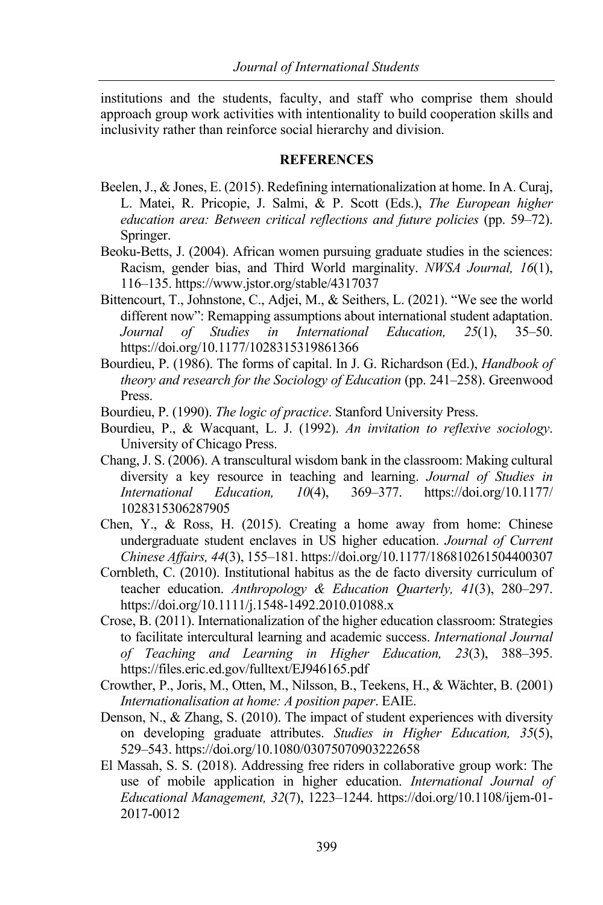institutions and the students, faculty, and staff who comprise them should approach group work activities with intentionality to build cooperation skills and inclusivity rather than reinforce social hierarchy and division.

## REFERENCES

Beelen, J., & Jones, E. (2015). Redefining internationalization at home. In A. Curaj, L. Matei, R. Pricopie, J. Salmi, & P. Scott (Eds.), *The European higher education area: Between critical reflections and future policies* (pp. 59–72). Springer.

Beoku-Betts, J. (2004). African women pursuing graduate studies in the sciences: Racism, gender bias, and Third World marginality. *NWSA Journal, 16*(1), 116–135. https://www.jstor.org/stable/4317037

Bittencourt, T., Johnstone, C., Adjei, M., & Seithers, L. (2021). "We see the world different now": Remapping assumptions about international student adaptation. *Journal of Studies in International Education, 25*(1), 35–50. https://doi.org/10.1177/1028315319861366

Bourdieu, P. (1986). The forms of capital. In J. G. Richardson (Ed.), *Handbook of theory and research for the Sociology of Education* (pp. 241–258). Greenwood Press.

Bourdieu, P. (1990). *The logic of practice*. Stanford University Press.

Bourdieu, P., & Wacquant, L. J. (1992). *An invitation to reflexive sociology*. University of Chicago Press.

Chang, J. S. (2006). A transcultural wisdom bank in the classroom: Making cultural diversity a key resource in teaching and learning. *Journal of Studies in International Education, 10*(4), 369–377. https://doi.org/10.1177/1028315306287905

Chen, Y., & Ross, H. (2015). Creating a home away from home: Chinese undergraduate student enclaves in US higher education. *Journal of Current Chinese Affairs, 44*(3), 155–181. https://doi.org/10.1177/186810261504400307

Cornbleth, C. (2010). Institutional habitus as the de facto diversity curriculum of teacher education. *Anthropology & Education Quarterly, 41*(3), 280–297. https://doi.org/10.1111/j.1548-1492.2010.01088.x

Crose, B. (2011). Internationalization of the higher education classroom: Strategies to facilitate intercultural learning and academic success. *International Journal of Teaching and Learning in Higher Education, 23*(3), 388–395. https://files.eric.ed.gov/fulltext/EJ946165.pdf

Crowther, P., Joris, M., Otten, M., Nilsson, B., Teekens, H., & Wächter, B. (2001) *Internationalisation at home: A position paper*. EAIE.

Denson, N., & Zhang, S. (2010). The impact of student experiences with diversity on developing graduate attributes. *Studies in Higher Education, 35*(5), 529–543. https://doi.org/10.1080/03075070903222658

El Massah, S. S. (2018). Addressing free riders in collaborative group work: The use of mobile application in higher education. *International Journal of Educational Management, 32*(7), 1223–1244. https://doi.org/10.1108/ijem-01-2017-0012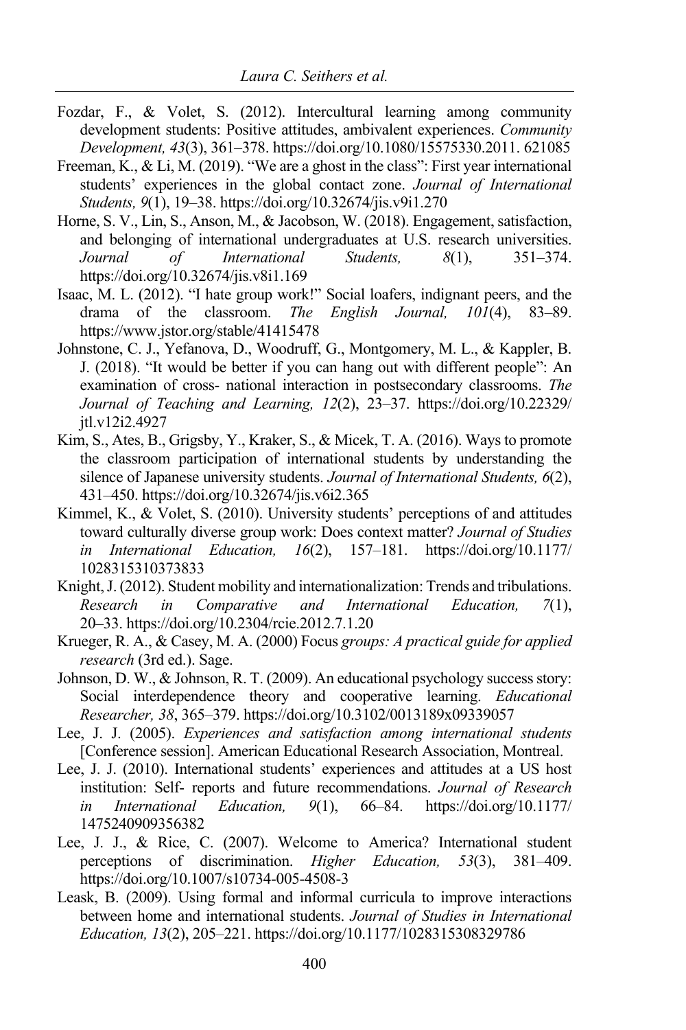Fozdar, F., & Volet, S. (2012). Intercultural learning among community development students: Positive attitudes, ambivalent experiences. *Community Development, 43*(3), 361–378. https://doi.org/10.1080/15575330.2011. 621085

Freeman, K., & Li, M. (2019). "We are a ghost in the class": First year international students' experiences in the global contact zone. *Journal of International Students, 9*(1), 19–38. https://doi.org/10.32674/jis.v9i1.270

Horne, S. V., Lin, S., Anson, M., & Jacobson, W. (2018). Engagement, satisfaction, and belonging of international undergraduates at U.S. research universities. *Journal of International Students, 8*(1), 351–374. https://doi.org/10.32674/jis.v8i1.169

Isaac, M. L. (2012). "I hate group work!" Social loafers, indignant peers, and the drama of the classroom. *The English Journal, 101*(4), 83–89. https://www.jstor.org/stable/41415478

Johnstone, C. J., Yefanova, D., Woodruff, G., Montgomery, M. L., & Kappler, B. J. (2018). "It would be better if you can hang out with different people": An examination of cross- national interaction in postsecondary classrooms. *The Journal of Teaching and Learning, 12*(2), 23–37. https://doi.org/10.22329/jtl.v12i2.4927

Kim, S., Ates, B., Grigsby, Y., Kraker, S., & Micek, T. A. (2016). Ways to promote the classroom participation of international students by understanding the silence of Japanese university students. *Journal of International Students, 6*(2), 431–450. https://doi.org/10.32674/jis.v6i2.365

Kimmel, K., & Volet, S. (2010). University students' perceptions of and attitudes toward culturally diverse group work: Does context matter? *Journal of Studies in International Education, 16*(2), 157–181. https://doi.org/10.1177/1028315310373833

Knight, J. (2012). Student mobility and internationalization: Trends and tribulations. *Research in Comparative and International Education, 7*(1), 20–33. https://doi.org/10.2304/rcie.2012.7.1.20

Krueger, R. A., & Casey, M. A. (2000) Focus *groups: A practical guide for applied research* (3rd ed.). Sage.

Johnson, D. W., & Johnson, R. T. (2009). An educational psychology success story: Social interdependence theory and cooperative learning. *Educational Researcher, 38*, 365–379. https://doi.org/10.3102/0013189x09339057

Lee, J. J. (2005). *Experiences and satisfaction among international students* [Conference session]. American Educational Research Association, Montreal.

Lee, J. J. (2010). International students' experiences and attitudes at a US host institution: Self- reports and future recommendations. *Journal of Research in International Education, 9*(1), 66–84. https://doi.org/10.1177/1475240909356382

Lee, J. J., & Rice, C. (2007). Welcome to America? International student perceptions of discrimination. *Higher Education, 53*(3), 381–409. https://doi.org/10.1007/s10734-005-4508-3

Leask, B. (2009). Using formal and informal curricula to improve interactions between home and international students. *Journal of Studies in International Education, 13*(2), 205–221. https://doi.org/10.1177/1028315308329786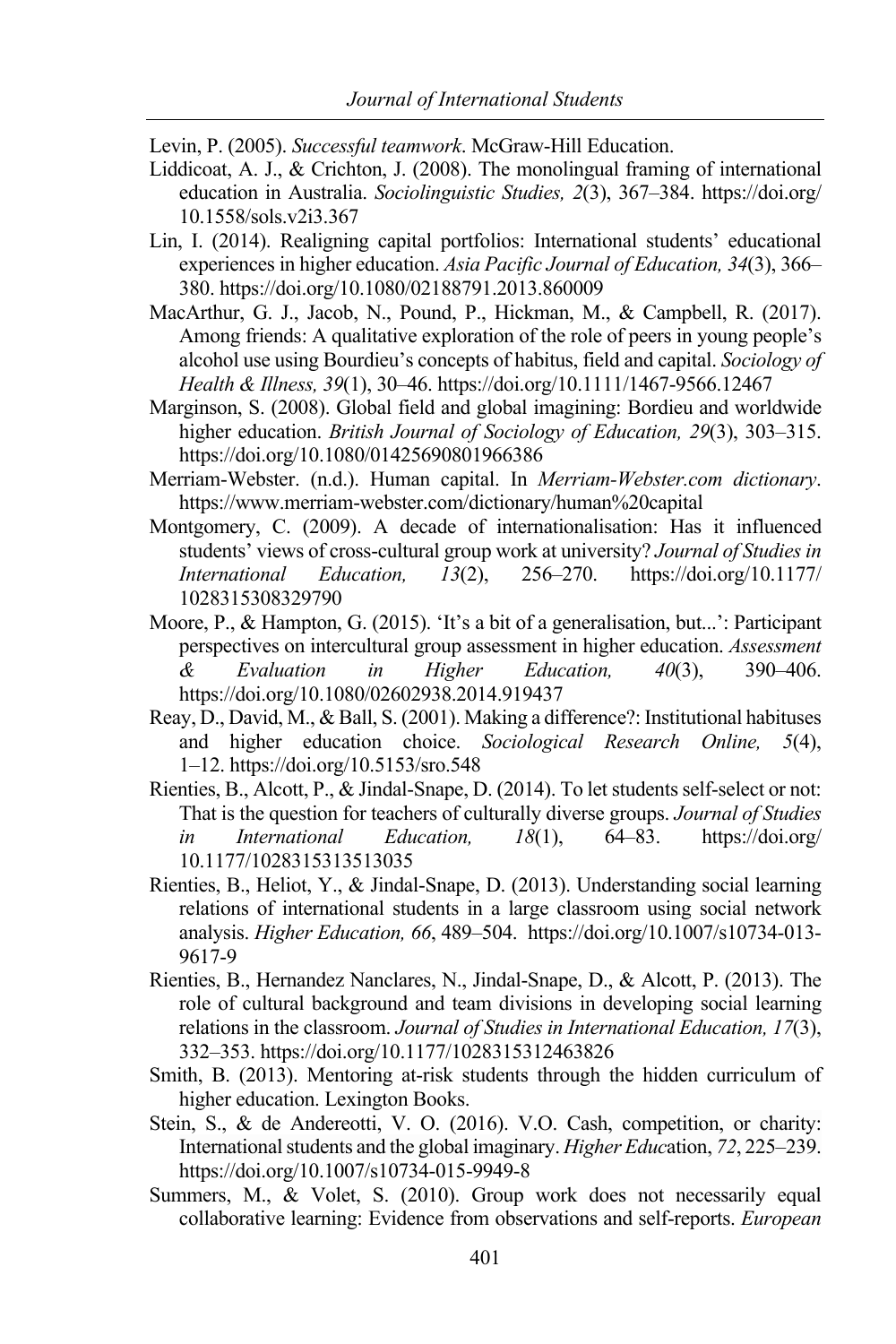Levin, P. (2005). *Successful teamwork*. McGraw-Hill Education.

Liddicoat, A. J., & Crichton, J. (2008). The monolingual framing of international education in Australia. *Sociolinguistic Studies, 2*(3), 367–384. https://doi.org/10.1558/sols.v2i3.367

Lin, I. (2014). Realigning capital portfolios: International students' educational experiences in higher education. *Asia Pacific Journal of Education, 34*(3), 366–380. https://doi.org/10.1080/02188791.2013.860009

MacArthur, G. J., Jacob, N., Pound, P., Hickman, M., & Campbell, R. (2017). Among friends: A qualitative exploration of the role of peers in young people's alcohol use using Bourdieu's concepts of habitus, field and capital. *Sociology of Health & Illness, 39*(1), 30–46. https://doi.org/10.1111/1467-9566.12467

Marginson, S. (2008). Global field and global imagining: Bordieu and worldwide higher education. *British Journal of Sociology of Education, 29*(3), 303–315. https://doi.org/10.1080/01425690801966386

Merriam-Webster. (n.d.). Human capital. In *Merriam-Webster.com dictionary*. https://www.merriam-webster.com/dictionary/human%20capital

Montgomery, C. (2009). A decade of internationalisation: Has it influenced students' views of cross-cultural group work at university? *Journal of Studies in International Education, 13*(2), 256–270. https://doi.org/10.1177/1028315308329790

Moore, P., & Hampton, G. (2015). 'It's a bit of a generalisation, but...': Participant perspectives on intercultural group assessment in higher education. *Assessment & Evaluation in Higher Education, 40*(3), 390–406. https://doi.org/10.1080/02602938.2014.919437

Reay, D., David, M., & Ball, S. (2001). Making a difference?: Institutional habituses and higher education choice. *Sociological Research Online, 5*(4), 1–12. https://doi.org/10.5153/sro.548

Rienties, B., Alcott, P., & Jindal-Snape, D. (2014). To let students self-select or not: That is the question for teachers of culturally diverse groups. *Journal of Studies in International Education, 18*(1), 64–83. https://doi.org/10.1177/1028315313513035

Rienties, B., Heliot, Y., & Jindal-Snape, D. (2013). Understanding social learning relations of international students in a large classroom using social network analysis. *Higher Education, 66*, 489–504. https://doi.org/10.1007/s10734-013-9617-9

Rienties, B., Hernandez Nanclares, N., Jindal-Snape, D., & Alcott, P. (2013). The role of cultural background and team divisions in developing social learning relations in the classroom. *Journal of Studies in International Education, 17*(3), 332–353. https://doi.org/10.1177/1028315312463826

Smith, B. (2013). Mentoring at-risk students through the hidden curriculum of higher education. Lexington Books.

Stein, S., & de Andereotti, V. O. (2016). V.O. Cash, competition, or charity: International students and the global imaginary. *Higher Education, 72*, 225–239. https://doi.org/10.1007/s10734-015-9949-8

Summers, M., & Volet, S. (2010). Group work does not necessarily equal collaborative learning: Evidence from observations and self-reports. *European*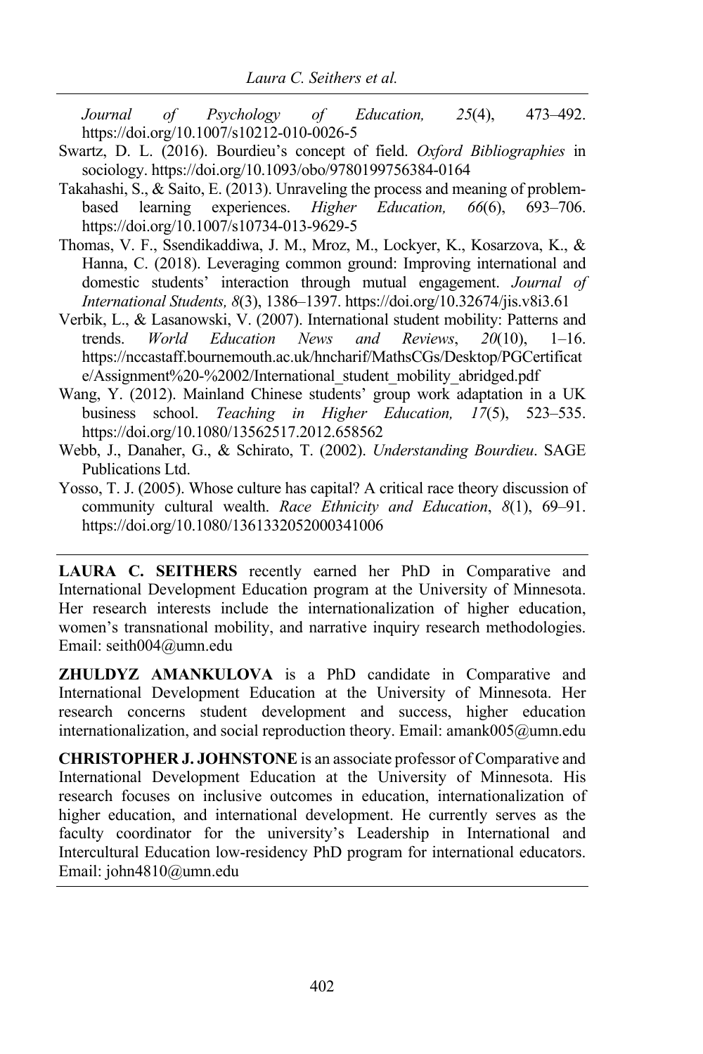*Journal of Psychology of Education, 25*(4), 473–492. https://doi.org/10.1007/s10212-010-0026-5

Swartz, D. L. (2016). Bourdieu's concept of field. *Oxford Bibliographies* in sociology. https://doi.org/10.1093/obo/9780199756384-0164

Takahashi, S., & Saito, E. (2013). Unraveling the process and meaning of problem-based learning experiences. *Higher Education, 66*(6), 693–706. https://doi.org/10.1007/s10734-013-9629-5

Thomas, V. F., Ssendikaddiwa, J. M., Mroz, M., Lockyer, K., Kosarzova, K., & Hanna, C. (2018). Leveraging common ground: Improving international and domestic students' interaction through mutual engagement. *Journal of International Students, 8*(3), 1386–1397. https://doi.org/10.32674/jis.v8i3.61

Verbik, L., & Lasanowski, V. (2007). International student mobility: Patterns and trends. *World Education News and Reviews*, *20*(10), 1–16. https://nccastaff.bournemouth.ac.uk/hncharif/MathsCGs/Desktop/PGCertificate/Assignment%20-%2002/International_student_mobility_abridged.pdf

Wang, Y. (2012). Mainland Chinese students' group work adaptation in a UK business school. *Teaching in Higher Education, 17*(5), 523–535. https://doi.org/10.1080/13562517.2012.658562

Webb, J., Danaher, G., & Schirato, T. (2002). *Understanding Bourdieu*. SAGE Publications Ltd.

Yosso, T. J. (2005). Whose culture has capital? A critical race theory discussion of community cultural wealth. *Race Ethnicity and Education*, *8*(1), 69–91. https://doi.org/10.1080/1361332052000341006

---

**LAURA C. SEITHERS** recently earned her PhD in Comparative and International Development Education program at the University of Minnesota. Her research interests include the internationalization of higher education, women's transnational mobility, and narrative inquiry research methodologies. Email: seith004@umn.edu

**ZHULDYZ AMANKULOVA** is a PhD candidate in Comparative and International Development Education at the University of Minnesota. Her research concerns student development and success, higher education internationalization, and social reproduction theory. Email: amank005@umn.edu

**CHRISTOPHER J. JOHNSTONE** is an associate professor of Comparative and International Development Education at the University of Minnesota. His research focuses on inclusive outcomes in education, internationalization of higher education, and international development. He currently serves as the faculty coordinator for the university's Leadership in International and Intercultural Education low-residency PhD program for international educators. Email: john4810@umn.edu